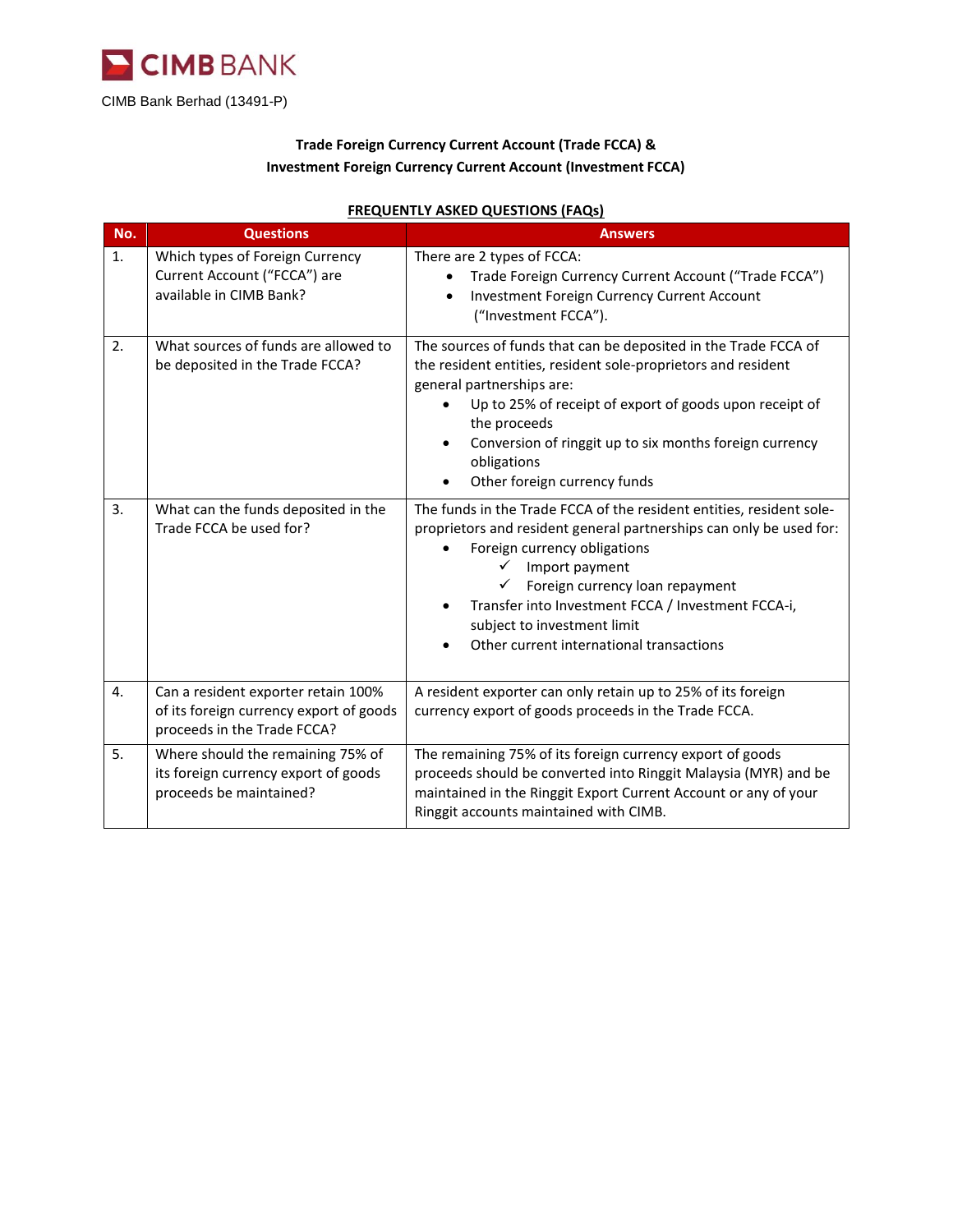CIMB BANK

CIMB Bank Berhad (13491-P)

**Trade Foreign Currency Current Account (Trade FCCA) &**
**Investment Foreign Currency Current Account (Investment FCCA)**

**FREQUENTLY ASKED QUESTIONS (FAQs)**

| No. | Questions | Answers |
|---|---|---|
| 1. | Which types of Foreign Currency Current Account ("FCCA") are available in CIMB Bank? | There are 2 types of FCCA:<br>• Trade Foreign Currency Current Account ("Trade FCCA")<br>• Investment Foreign Currency Current Account ("Investment FCCA"). |
| 2. | What sources of funds are allowed to be deposited in the Trade FCCA? | The sources of funds that can be deposited in the Trade FCCA of the resident entities, resident sole-proprietors and resident general partnerships are:<br>• Up to 25% of receipt of export of goods upon receipt of the proceeds<br>• Conversion of ringgit up to six months foreign currency obligations<br>• Other foreign currency funds |
| 3. | What can the funds deposited in the Trade FCCA be used for? | The funds in the Trade FCCA of the resident entities, resident sole-proprietors and resident general partnerships can only be used for:<br>• Foreign currency obligations<br>✓ Import payment<br>✓ Foreign currency loan repayment<br>• Transfer into Investment FCCA / Investment FCCA-i, subject to investment limit<br>• Other current international transactions |
| 4. | Can a resident exporter retain 100% of its foreign currency export of goods proceeds in the Trade FCCA? | A resident exporter can only retain up to 25% of its foreign currency export of goods proceeds in the Trade FCCA. |
| 5. | Where should the remaining 75% of its foreign currency export of goods proceeds be maintained? | The remaining 75% of its foreign currency export of goods proceeds should be converted into Ringgit Malaysia (MYR) and be maintained in the Ringgit Export Current Account or any of your Ringgit accounts maintained with CIMB. |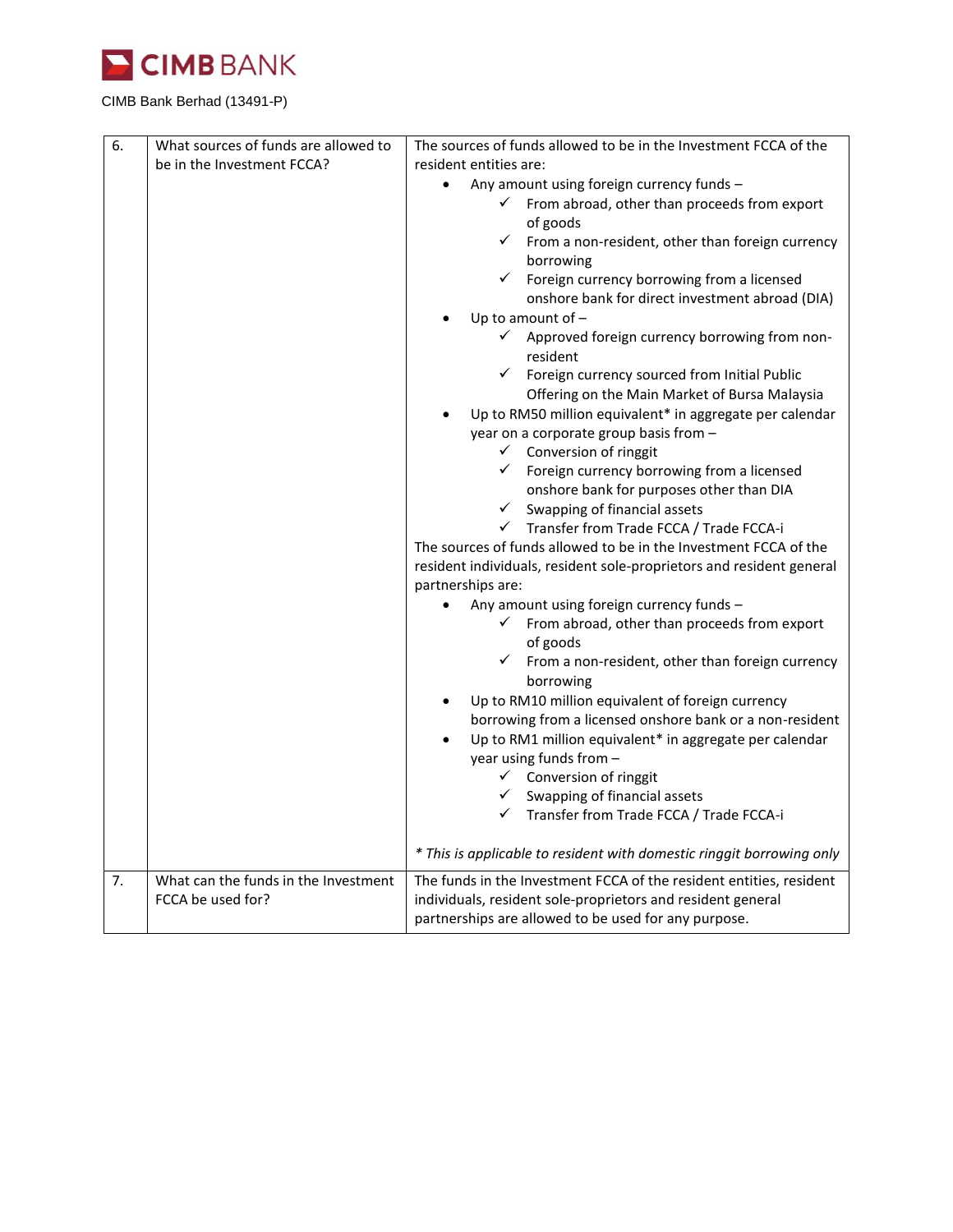CIMB BANK

CIMB Bank Berhad (13491-P)

| | | |
|---|---|---|
| 6. | What sources of funds are allowed to be in the Investment FCCA? | The sources of funds allowed to be in the Investment FCCA of the resident entities are:<br>• Any amount using foreign currency funds –<br>&nbsp;&nbsp;&nbsp;&nbsp;✓ From abroad, other than proceeds from export of goods<br>&nbsp;&nbsp;&nbsp;&nbsp;✓ From a non-resident, other than foreign currency borrowing<br>&nbsp;&nbsp;&nbsp;&nbsp;✓ Foreign currency borrowing from a licensed onshore bank for direct investment abroad (DIA)<br>• Up to amount of –<br>&nbsp;&nbsp;&nbsp;&nbsp;✓ Approved foreign currency borrowing from non-resident<br>&nbsp;&nbsp;&nbsp;&nbsp;✓ Foreign currency sourced from Initial Public Offering on the Main Market of Bursa Malaysia<br>• Up to RM50 million equivalent* in aggregate per calendar year on a corporate group basis from –<br>&nbsp;&nbsp;&nbsp;&nbsp;✓ Conversion of ringgit<br>&nbsp;&nbsp;&nbsp;&nbsp;✓ Foreign currency borrowing from a licensed onshore bank for purposes other than DIA<br>&nbsp;&nbsp;&nbsp;&nbsp;✓ Swapping of financial assets<br>&nbsp;&nbsp;&nbsp;&nbsp;✓ Transfer from Trade FCCA / Trade FCCA-i<br>The sources of funds allowed to be in the Investment FCCA of the resident individuals, resident sole-proprietors and resident general partnerships are:<br>• Any amount using foreign currency funds –<br>&nbsp;&nbsp;&nbsp;&nbsp;✓ From abroad, other than proceeds from export of goods<br>&nbsp;&nbsp;&nbsp;&nbsp;✓ From a non-resident, other than foreign currency borrowing<br>• Up to RM10 million equivalent of foreign currency borrowing from a licensed onshore bank or a non-resident<br>• Up to RM1 million equivalent* in aggregate per calendar year using funds from –<br>&nbsp;&nbsp;&nbsp;&nbsp;✓ Conversion of ringgit<br>&nbsp;&nbsp;&nbsp;&nbsp;✓ Swapping of financial assets<br>&nbsp;&nbsp;&nbsp;&nbsp;✓ Transfer from Trade FCCA / Trade FCCA-i<br><br>*\* This is applicable to resident with domestic ringgit borrowing only* |
| 7. | What can the funds in the Investment FCCA be used for? | The funds in the Investment FCCA of the resident entities, resident individuals, resident sole-proprietors and resident general partnerships are allowed to be used for any purpose. |